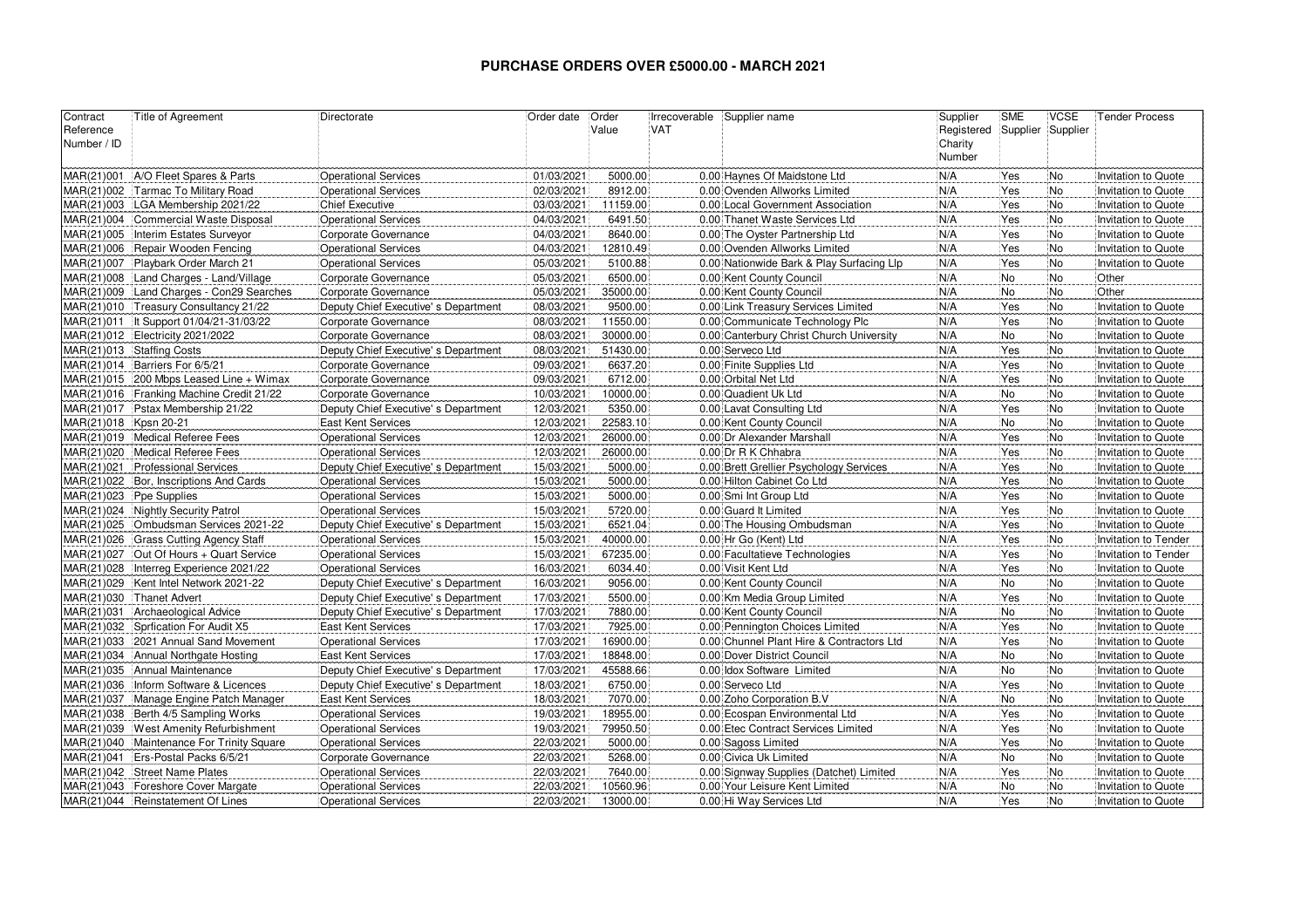# PURCHASE ORDERS OVER £5000.00 - MARCH 2021

| Contract Reference Number / ID | Title of Agreement | Directorate | Order date | Order Value | Irrecoverable VAT | Supplier name | Supplier Registered Charity Number | SME Supplier | VCSE Supplier | Tender Process |
|---|---|---|---|---|---|---|---|---|---|---|
| MAR(21)001 | A/O Fleet Spares & Parts | Operational Services | 01/03/2021 | 5000.00 | 0.00 | Haynes Of Maidstone Ltd | N/A | Yes | No | Invitation to Quote |
| MAR(21)002 | Tarmac To Military Road | Operational Services | 02/03/2021 | 8912.00 | 0.00 | Ovenden Allworks Limited | N/A | Yes | No | Invitation to Quote |
| MAR(21)003 | LGA Membership 2021/22 | Chief Executive | 03/03/2021 | 11159.00 | 0.00 | Local Government Association | N/A | Yes | No | Invitation to Quote |
| MAR(21)004 | Commercial Waste Disposal | Operational Services | 04/03/2021 | 6491.50 | 0.00 | Thanet Waste Services Ltd | N/A | Yes | No | Invitation to Quote |
| MAR(21)005 | Interim Estates Surveyor | Corporate Governance | 04/03/2021 | 8640.00 | 0.00 | The Oyster Partnership Ltd | N/A | Yes | No | Invitation to Quote |
| MAR(21)006 | Repair Wooden Fencing | Operational Services | 04/03/2021 | 12810.49 | 0.00 | Ovenden Allworks Limited | N/A | Yes | No | Invitation to Quote |
| MAR(21)007 | Playbark Order March 21 | Operational Services | 05/03/2021 | 5100.88 | 0.00 | Nationwide Bark & Play Surfacing Llp | N/A | Yes | No | Invitation to Quote |
| MAR(21)008 | Land Charges - Land/Village | Corporate Governance | 05/03/2021 | 6500.00 | 0.00 | Kent County Council | N/A | No | No | Other |
| MAR(21)009 | Land Charges - Con29 Searches | Corporate Governance | 05/03/2021 | 35000.00 | 0.00 | Kent County Council | N/A | No | No | Other |
| MAR(21)010 | Treasury Consultancy 21/22 | Deputy Chief Executive' s Department | 08/03/2021 | 9500.00 | 0.00 | Link Treasury Services Limited | N/A | Yes | No | Invitation to Quote |
| MAR(21)011 | It Support 01/04/21-31/03/22 | Corporate Governance | 08/03/2021 | 11550.00 | 0.00 | Communicate Technology Plc | N/A | Yes | No | Invitation to Quote |
| MAR(21)012 | Electricity 2021/2022 | Corporate Governance | 08/03/2021 | 30000.00 | 0.00 | Canterbury Christ Church University | N/A | No | No | Invitation to Quote |
| MAR(21)013 | Staffing Costs | Deputy Chief Executive' s Department | 08/03/2021 | 51430.00 | 0.00 | Serveco Ltd | N/A | Yes | No | Invitation to Quote |
| MAR(21)014 | Barriers For 6/5/21 | Corporate Governance | 09/03/2021 | 6637.20 | 0.00 | Finite Supplies Ltd | N/A | Yes | No | Invitation to Quote |
| MAR(21)015 | 200 Mbps Leased Line + Wimax | Corporate Governance | 09/03/2021 | 6712.00 | 0.00 | Orbital Net Ltd | N/A | Yes | No | Invitation to Quote |
| MAR(21)016 | Franking Machine Credit 21/22 | Corporate Governance | 10/03/2021 | 10000.00 | 0.00 | Quadient Uk Ltd | N/A | No | No | Invitation to Quote |
| MAR(21)017 | Pstax Membership 21/22 | Deputy Chief Executive' s Department | 12/03/2021 | 5350.00 | 0.00 | Lavat Consulting Ltd | N/A | Yes | No | Invitation to Quote |
| MAR(21)018 | Kpsn 20-21 | East Kent Services | 12/03/2021 | 22583.10 | 0.00 | Kent County Council | N/A | No | No | Invitation to Quote |
| MAR(21)019 | Medical Referee Fees | Operational Services | 12/03/2021 | 26000.00 | 0.00 | Dr Alexander Marshall | N/A | Yes | No | Invitation to Quote |
| MAR(21)020 | Medical Referee Fees | Operational Services | 12/03/2021 | 26000.00 | 0.00 | Dr R K Chhabra | N/A | Yes | No | Invitation to Quote |
| MAR(21)021 | Professional Services | Deputy Chief Executive' s Department | 15/03/2021 | 5000.00 | 0.00 | Brett Grellier Psychology Services | N/A | Yes | No | Invitation to Quote |
| MAR(21)022 | Bor, Inscriptions And Cards | Operational Services | 15/03/2021 | 5000.00 | 0.00 | Hilton Cabinet Co Ltd | N/A | Yes | No | Invitation to Quote |
| MAR(21)023 | Ppe Supplies | Operational Services | 15/03/2021 | 5000.00 | 0.00 | Smi Int Group Ltd | N/A | Yes | No | Invitation to Quote |
| MAR(21)024 | Nightly Security Patrol | Operational Services | 15/03/2021 | 5720.00 | 0.00 | Guard It Limited | N/A | Yes | No | Invitation to Quote |
| MAR(21)025 | Ombudsman Services 2021-22 | Deputy Chief Executive' s Department | 15/03/2021 | 6521.04 | 0.00 | The Housing Ombudsman | N/A | Yes | No | Invitation to Quote |
| MAR(21)026 | Grass Cutting Agency Staff | Operational Services | 15/03/2021 | 40000.00 | 0.00 | Hr Go (Kent) Ltd | N/A | Yes | No | Invitation to Tender |
| MAR(21)027 | Out Of Hours + Quart Service | Operational Services | 15/03/2021 | 67235.00 | 0.00 | Facultatieve Technologies | N/A | Yes | No | Invitation to Tender |
| MAR(21)028 | Interreg Experience 2021/22 | Operational Services | 16/03/2021 | 6034.40 | 0.00 | Visit Kent Ltd | N/A | Yes | No | Invitation to Quote |
| MAR(21)029 | Kent Intel Network 2021-22 | Deputy Chief Executive' s Department | 16/03/2021 | 9056.00 | 0.00 | Kent County Council | N/A | No | No | Invitation to Quote |
| MAR(21)030 | Thanet Advert | Deputy Chief Executive' s Department | 17/03/2021 | 5500.00 | 0.00 | Km Media Group Limited | N/A | Yes | No | Invitation to Quote |
| MAR(21)031 | Archaeological Advice | Deputy Chief Executive' s Department | 17/03/2021 | 7880.00 | 0.00 | Kent County Council | N/A | No | No | Invitation to Quote |
| MAR(21)032 | Sprfication For Audit X5 | East Kent Services | 17/03/2021 | 7925.00 | 0.00 | Pennington Choices Limited | N/A | Yes | No | Invitation to Quote |
| MAR(21)033 | 2021 Annual Sand Movement | Operational Services | 17/03/2021 | 16900.00 | 0.00 | Chunnel Plant Hire & Contractors Ltd | N/A | Yes | No | Invitation to Quote |
| MAR(21)034 | Annual Northgate Hosting | East Kent Services | 17/03/2021 | 18848.00 | 0.00 | Dover District Council | N/A | No | No | Invitation to Quote |
| MAR(21)035 | Annual Maintenance | Deputy Chief Executive' s Department | 17/03/2021 | 45588.66 | 0.00 | Idox Software Limited | N/A | No | No | Invitation to Quote |
| MAR(21)036 | Inform Software & Licences | Deputy Chief Executive' s Department | 18/03/2021 | 6750.00 | 0.00 | Serveco Ltd | N/A | Yes | No | Invitation to Quote |
| MAR(21)037 | Manage Engine Patch Manager | East Kent Services | 18/03/2021 | 7070.00 | 0.00 | Zoho Corporation B.V | N/A | No | No | Invitation to Quote |
| MAR(21)038 | Berth 4/5 Sampling Works | Operational Services | 19/03/2021 | 18955.00 | 0.00 | Ecospan Environmental Ltd | N/A | Yes | No | Invitation to Quote |
| MAR(21)039 | West Amenity Refurbishment | Operational Services | 19/03/2021 | 79950.50 | 0.00 | Etec Contract Services Limited | N/A | Yes | No | Invitation to Quote |
| MAR(21)040 | Maintenance For Trinity Square | Operational Services | 22/03/2021 | 5000.00 | 0.00 | Sagoss Limited | N/A | Yes | No | Invitation to Quote |
| MAR(21)041 | Ers-Postal Packs 6/5/21 | Corporate Governance | 22/03/2021 | 5268.00 | 0.00 | Civica Uk Limited | N/A | No | No | Invitation to Quote |
| MAR(21)042 | Street Name Plates | Operational Services | 22/03/2021 | 7640.00 | 0.00 | Signway Supplies (Datchet) Limited | N/A | Yes | No | Invitation to Quote |
| MAR(21)043 | Foreshore Cover Margate | Operational Services | 22/03/2021 | 10560.96 | 0.00 | Your Leisure Kent Limited | N/A | No | No | Invitation to Quote |
| MAR(21)044 | Reinstatement Of Lines | Operational Services | 22/03/2021 | 13000.00 | 0.00 | Hi Way Services Ltd | N/A | Yes | No | Invitation to Quote |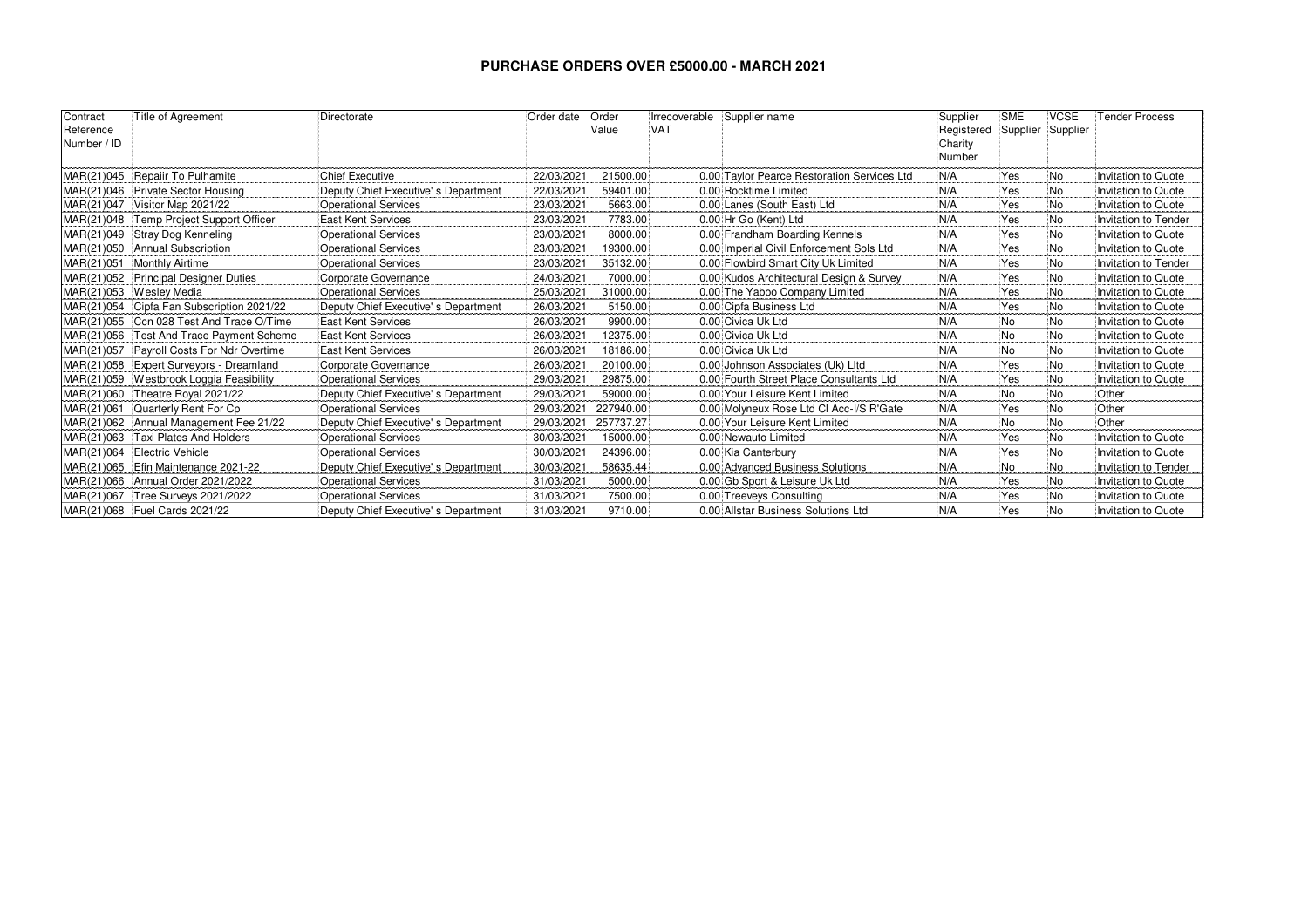# PURCHASE ORDERS OVER £5000.00 - MARCH 2021

| Contract Reference Number / ID | Title of Agreement | Directorate | Order date | Order Value | Irrecoverable VAT | Supplier name | Supplier Registered Charity Number | SME Supplier | VCSE Supplier | Tender Process |
|---|---|---|---|---|---|---|---|---|---|---|
| MAR(21)045 | Repaiir To Pulhamite | Chief Executive | 22/03/2021 | 21500.00 | 0.00 | Taylor Pearce Restoration Services Ltd | N/A | Yes | No | Invitation to Quote |
| MAR(21)046 | Private Sector Housing | Deputy Chief Executive' s Department | 22/03/2021 | 59401.00 | 0.00 | Rocktime Limited | N/A | Yes | No | Invitation to Quote |
| MAR(21)047 | Visitor Map 2021/22 | Operational Services | 23/03/2021 | 5663.00 | 0.00 | Lanes (South East) Ltd | N/A | Yes | No | Invitation to Quote |
| MAR(21)048 | Temp Project Support Officer | East Kent Services | 23/03/2021 | 7783.00 | 0.00 | Hr Go (Kent) Ltd | N/A | Yes | No | Invitation to Tender |
| MAR(21)049 | Stray Dog Kenneling | Operational Services | 23/03/2021 | 8000.00 | 0.00 | Frandham Boarding Kennels | N/A | Yes | No | Invitation to Quote |
| MAR(21)050 | Annual Subscription | Operational Services | 23/03/2021 | 19300.00 | 0.00 | Imperial Civil Enforcement Sols Ltd | N/A | Yes | No | Invitation to Quote |
| MAR(21)051 | Monthly Airtime | Operational Services | 23/03/2021 | 35132.00 | 0.00 | Flowbird Smart City Uk Limited | N/A | Yes | No | Invitation to Tender |
| MAR(21)052 | Principal Designer Duties | Corporate Governance | 24/03/2021 | 7000.00 | 0.00 | Kudos Architectural Design & Survey | N/A | Yes | No | Invitation to Quote |
| MAR(21)053 | Wesley Media | Operational Services | 25/03/2021 | 31000.00 | 0.00 | The Yaboo Company Limited | N/A | Yes | No | Invitation to Quote |
| MAR(21)054 | Cipfa Fan Subscription 2021/22 | Deputy Chief Executive' s Department | 26/03/2021 | 5150.00 | 0.00 | Cipfa Business Ltd | N/A | Yes | No | Invitation to Quote |
| MAR(21)055 | Ccn 028 Test And Trace O/Time | East Kent Services | 26/03/2021 | 9900.00 | 0.00 | Civica Uk Ltd | N/A | No | No | Invitation to Quote |
| MAR(21)056 | Test And Trace Payment Scheme | East Kent Services | 26/03/2021 | 12375.00 | 0.00 | Civica Uk Ltd | N/A | No | No | Invitation to Quote |
| MAR(21)057 | Payroll Costs For Ndr Overtime | East Kent Services | 26/03/2021 | 18186.00 | 0.00 | Civica Uk Ltd | N/A | No | No | Invitation to Quote |
| MAR(21)058 | Expert Surveyors - Dreamland | Corporate Governance | 26/03/2021 | 20100.00 | 0.00 | Johnson Associates (Uk) Ltd | N/A | Yes | No | Invitation to Quote |
| MAR(21)059 | Westbrook Loggia Feasibility | Operational Services | 29/03/2021 | 29875.00 | 0.00 | Fourth Street Place Consultants Ltd | N/A | Yes | No | Invitation to Quote |
| MAR(21)060 | Theatre Royal 2021/22 | Deputy Chief Executive' s Department | 29/03/2021 | 59000.00 | 0.00 | Your Leisure Kent Limited | N/A | No | No | Other |
| MAR(21)061 | Quarterly Rent For Cp | Operational Services | 29/03/2021 | 227940.00 | 0.00 | Molyneux Rose Ltd Cl Acc-I/S R'Gate | N/A | Yes | No | Other |
| MAR(21)062 | Annual Management Fee 21/22 | Deputy Chief Executive' s Department | 29/03/2021 | 257737.27 | 0.00 | Your Leisure Kent Limited | N/A | No | No | Other |
| MAR(21)063 | Taxi Plates And Holders | Operational Services | 30/03/2021 | 15000.00 | 0.00 | Newauto Limited | N/A | Yes | No | Invitation to Quote |
| MAR(21)064 | Electric Vehicle | Operational Services | 30/03/2021 | 24396.00 | 0.00 | Kia Canterbury | N/A | Yes | No | Invitation to Quote |
| MAR(21)065 | Efin Maintenance 2021-22 | Deputy Chief Executive' s Department | 30/03/2021 | 58635.44 | 0.00 | Advanced Business Solutions | N/A | No | No | Invitation to Tender |
| MAR(21)066 | Annual Order 2021/2022 | Operational Services | 31/03/2021 | 5000.00 | 0.00 | Gb Sport & Leisure Uk Ltd | N/A | Yes | No | Invitation to Quote |
| MAR(21)067 | Tree Surveys 2021/2022 | Operational Services | 31/03/2021 | 7500.00 | 0.00 | Treeveys Consulting | N/A | Yes | No | Invitation to Quote |
| MAR(21)068 | Fuel Cards 2021/22 | Deputy Chief Executive' s Department | 31/03/2021 | 9710.00 | 0.00 | Allstar Business Solutions Ltd | N/A | Yes | No | Invitation to Quote |